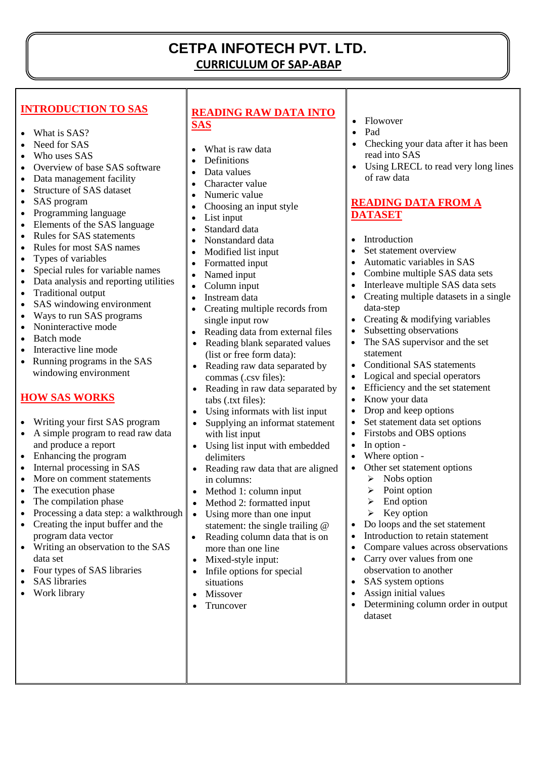# CETPA INFOTECH PVT. LTD.

## CURRICULUM OF SAP-ABAP

## INTRODUCTION TO SAS

- What is SAS?
- Need for SAS
- Who uses SAS
- Overview of base SAS software
- Data management facility
- Structure of SAS dataset
- SAS program
- Programming language
- Elements of the SAS language
- Rules for SAS statements
- Rules for most SAS names
- Types of variables
- Special rules for variable names
- Data analysis and reporting utilities
- Traditional output
- SAS windowing environment
- Ways to run SAS programs
- Noninteractive mode
- Batch mode
- Interactive line mode
- Running programs in the SAS windowing environment

## HOW SAS WORKS

- Writing your first SAS program
- A simple program to read raw data and produce a report
- Enhancing the program
- Internal processing in SAS
- More on comment statements
- The execution phase
- The compilation phase
- Processing a data step: a walkthrough
- Creating the input buffer and the program data vector
- Writing an observation to the SAS data set
- Four types of SAS libraries
- SAS libraries
- Work library

## READING RAW DATA INTO SAS

- What is raw data
- Definitions
- Data values
- Character value
- Numeric value
- Choosing an input style
- List input
- Standard data
- Nonstandard data
- Modified list input
- Formatted input
- Named input
- Column input
- Instream data
- Creating multiple records from single input row
- Reading data from external files
- Reading blank separated values (list or free form data):
- Reading raw data separated by commas (.csv files):
- Reading in raw data separated by tabs (.txt files):
- Using informats with list input
- Supplying an informat statement with list input
- Using list input with embedded delimiters
- Reading raw data that are aligned in columns:
- Method 1: column input
- Method 2: formatted input
- Using more than one input statement: the single trailing @
- Reading column data that is on more than one line
- Mixed-style input:
- Infile options for special situations
- Missover
- Truncover
- Flowover
- Pad
- Checking your data after it has been read into SAS
- Using LRECL to read very long lines of raw data

## READING DATA FROM A DATASET

- Introduction
- Set statement overview
- Automatic variables in SAS
- Combine multiple SAS data sets
- Interleave multiple SAS data sets
- Creating multiple datasets in a single data-step
- Creating & modifying variables
- Subsetting observations
- The SAS supervisor and the set statement
- Conditional SAS statements
- Logical and special operators
- Efficiency and the set statement
- Know your data
- Drop and keep options
- Set statement data set options
- Firstobs and OBS options
- In option -
- Where option -
- Other set statement options
  - Nobs option
  - Point option
  - End option
  - Key option
- Do loops and the set statement
- Introduction to retain statement
- Compare values across observations
- Carry over values from one observation to another
- SAS system options
- Assign initial values
- Determining column order in output dataset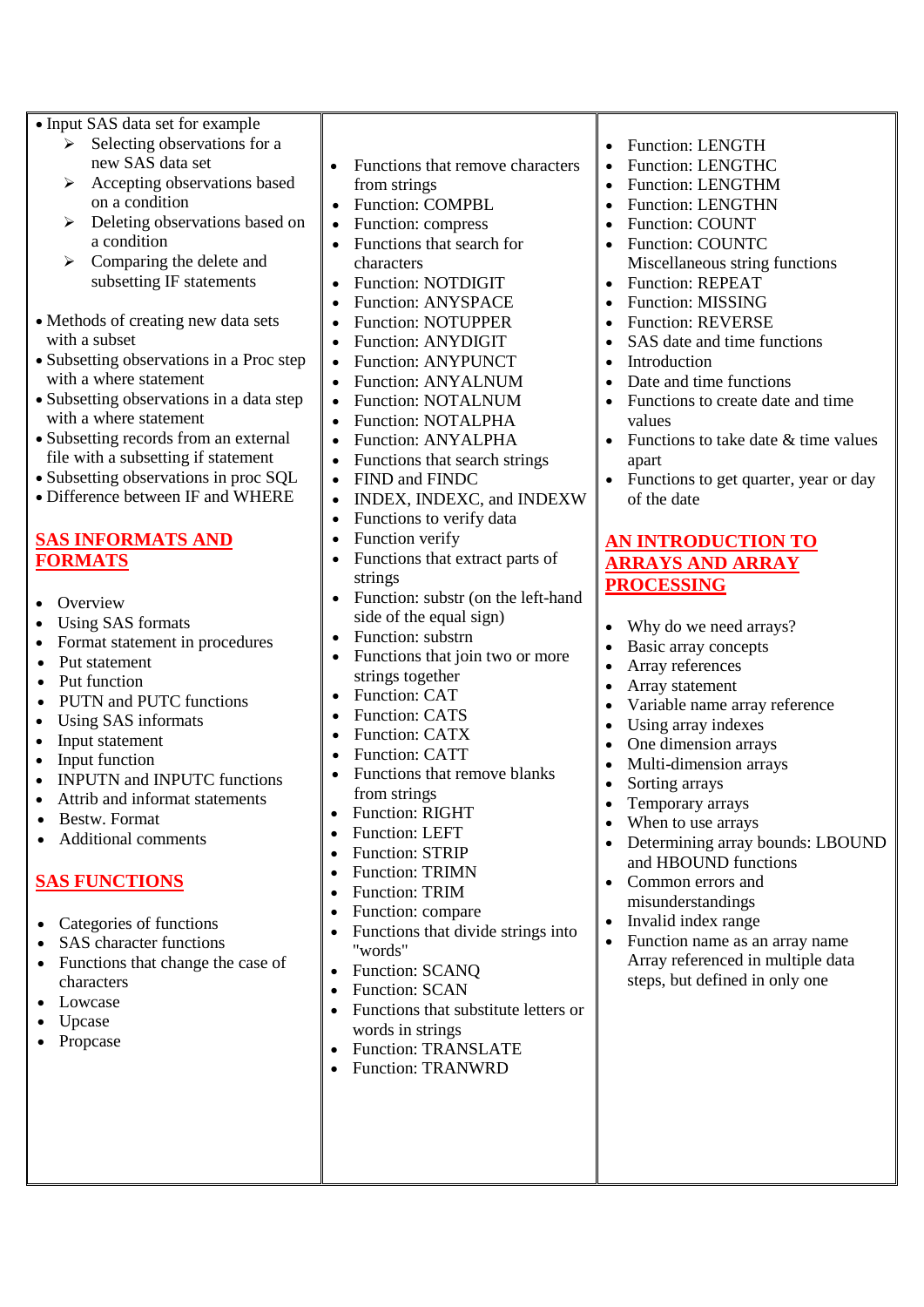- Input SAS data set for example
  - Selecting observations for a new SAS data set
  - Accepting observations based on a condition
  - Deleting observations based on a condition
  - Comparing the delete and subsetting IF statements
- Methods of creating new data sets with a subset
- Subsetting observations in a Proc step with a where statement
- Subsetting observations in a data step with a where statement
- Subsetting records from an external file with a subsetting if statement
- Subsetting observations in proc SQL
- Difference between IF and WHERE

## SAS INFORMATS AND FORMATS

- Overview
- Using SAS formats
- Format statement in procedures
- Put statement
- Put function
- PUTN and PUTC functions
- Using SAS informats
- Input statement
- Input function
- INPUTN and INPUTC functions
- Attrib and informat statements
- Bestw. Format
- Additional comments

## SAS FUNCTIONS

- Categories of functions
- SAS character functions
- Functions that change the case of characters
- Lowcase
- Upcase
- Propcase
- Functions that remove characters from strings
- Function: COMPBL
- Function: compress
- Functions that search for characters
- Function: NOTDIGIT
- Function: ANYSPACE
- Function: NOTUPPER
- Function: ANYDIGIT
- Function: ANYPUNCT
- Function: ANYALNUM
- Function: NOTALNUM
- Function: NOTALPHA
- Function: ANYALPHA
- Functions that search strings
- FIND and FINDC
- INDEX, INDEXC, and INDEXW
- Functions to verify data
- Function verify
- Functions that extract parts of strings
- Function: substr (on the left-hand side of the equal sign)
- Function: substrn
- Functions that join two or more strings together
- Function: CAT
- Function: CATS
- Function: CATX
- Function: CATT
- Functions that remove blanks from strings
- Function: RIGHT
- Function: LEFT
- Function: STRIP
- Function: TRIMN
- Function: TRIM
- Function: compare
- Functions that divide strings into "words"
- Function: SCANQ
- Function: SCAN
- Functions that substitute letters or words in strings
- Function: TRANSLATE
- Function: TRANWRD
- Function: LENGTH
- Function: LENGTHC
- Function: LENGTHM
- Function: LENGTHN
- Function: COUNT
- Function: COUNTC
  Miscellaneous string functions
- Function: REPEAT
- Function: MISSING
- Function: REVERSE
- SAS date and time functions
- Introduction
- Date and time functions
- Functions to create date and time values
- Functions to take date & time values apart
- Functions to get quarter, year or day of the date

## AN INTRODUCTION TO ARRAYS AND ARRAY PROCESSING

- Why do we need arrays?
- Basic array concepts
- Array references
- Array statement
- Variable name array reference
- Using array indexes
- One dimension arrays
- Multi-dimension arrays
- Sorting arrays
- Temporary arrays
- When to use arrays
- Determining array bounds: LBOUND and HBOUND functions
- Common errors and misunderstandings
- Invalid index range
- Function name as an array name
  Array referenced in multiple data steps, but defined in only one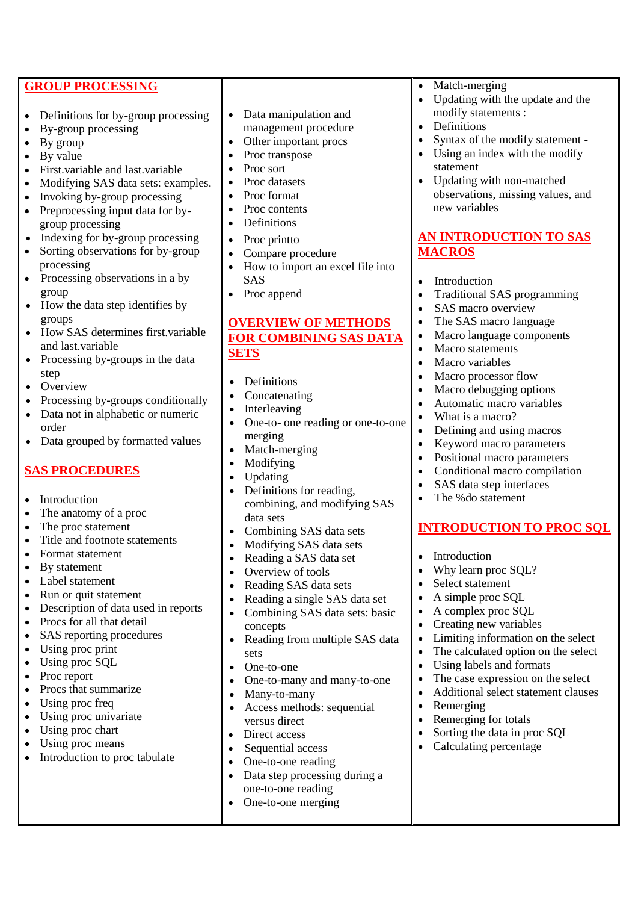## GROUP PROCESSING

- Definitions for by-group processing
- By-group processing
- By group
- By value
- First.variable and last.variable
- Modifying SAS data sets: examples.
- Invoking by-group processing
- Preprocessing input data for by-group processing
- Indexing for by-group processing
- Sorting observations for by-group processing
- Processing observations in a by group
- How the data step identifies by groups
- How SAS determines first.variable and last.variable
- Processing by-groups in the data step
- Overview
- Processing by-groups conditionally
- Data not in alphabetic or numeric order
- Data grouped by formatted values

## SAS PROCEDURES

- Introduction
- The anatomy of a proc
- The proc statement
- Title and footnote statements
- Format statement
- By statement
- Label statement
- Run or quit statement
- Description of data used in reports
- Procs for all that detail
- SAS reporting procedures
- Using proc print
- Using proc SQL
- Proc report
- Procs that summarize
- Using proc freq
- Using proc univariate
- Using proc chart
- Using proc means
- Introduction to proc tabulate

- Data manipulation and management procedure
- Other important procs
- Proc transpose
- Proc sort
- Proc datasets
- Proc format
- Proc contents
- Definitions
- Proc printto
- Compare procedure
- How to import an excel file into SAS
- Proc append

## OVERVIEW OF METHODS FOR COMBINING SAS DATA SETS

- Definitions
- Concatenating
- Interleaving
- One-to- one reading or one-to-one merging
- Match-merging
- Modifying
- Updating
- Definitions for reading, combining, and modifying SAS data sets
- Combining SAS data sets
- Modifying SAS data sets
- Reading a SAS data set
- Overview of tools
- Reading SAS data sets
- Reading a single SAS data set
- Combining SAS data sets: basic concepts
- Reading from multiple SAS data sets
- One-to-one
- One-to-many and many-to-one
- Many-to-many
- Access methods: sequential versus direct
- Direct access
- Sequential access
- One-to-one reading
- Data step processing during a one-to-one reading
- One-to-one merging
- Match-merging
- Updating with the update and the modify statements :
- Definitions
- Syntax of the modify statement -
- Using an index with the modify statement
- Updating with non-matched observations, missing values, and new variables

## AN INTRODUCTION TO SAS MACROS

- Introduction
- Traditional SAS programming
- SAS macro overview
- The SAS macro language
- Macro language components
- Macro statements
- Macro variables
- Macro processor flow
- Macro debugging options
- Automatic macro variables
- What is a macro?
- Defining and using macros
- Keyword macro parameters
- Positional macro parameters
- Conditional macro compilation
- SAS data step interfaces
- The %do statement

## INTRODUCTION TO PROC SQL

- Introduction
- Why learn proc SQL?
- Select statement
- A simple proc SQL
- A complex proc SQL
- Creating new variables
- Limiting information on the select
- The calculated option on the select
- Using labels and formats
- The case expression on the select
- Additional select statement clauses
- Remerging
- Remerging for totals
- Sorting the data in proc SQL
- Calculating percentage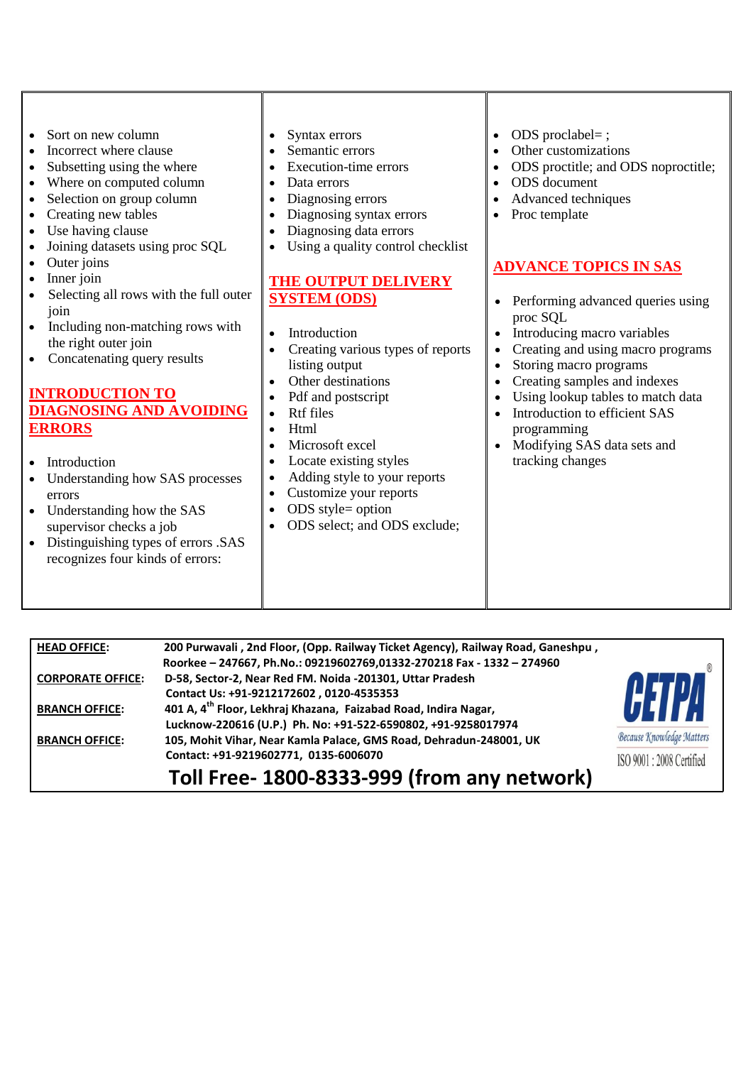- Sort on new column
- Incorrect where clause
- Subsetting using the where
- Where on computed column
- Selection on group column
- Creating new tables
- Use having clause
- Joining datasets using proc SQL
- Outer joins
- Inner join
- Selecting all rows with the full outer join
- Including non-matching rows with the right outer join
- Concatenating query results

## INTRODUCTION TO DIAGNOSING AND AVOIDING ERRORS

- Introduction
- Understanding how SAS processes errors
- Understanding how the SAS supervisor checks a job
- Distinguishing types of errors .SAS recognizes four kinds of errors:
- Syntax errors
- Semantic errors
- Execution-time errors
- Data errors
- Diagnosing errors
- Diagnosing syntax errors
- Diagnosing data errors
- Using a quality control checklist

## THE OUTPUT DELIVERY SYSTEM (ODS)

- Introduction
- Creating various types of reports listing output
- Other destinations
- Pdf and postscript
- Rtf files
- Html
- Microsoft excel
- Locate existing styles
- Adding style to your reports
- Customize your reports
- ODS style= option
- ODS select; and ODS exclude;
- ODS proclabel= ;
- Other customizations
- ODS proctitle; and ODS noproctitle;
- ODS document
- Advanced techniques
- Proc template

## ADVANCE TOPICS IN SAS

- Performing advanced queries using proc SQL
- Introducing macro variables
- Creating and using macro programs
- Storing macro programs
- Creating samples and indexes
- Using lookup tables to match data
- Introduction to efficient SAS programming
- Modifying SAS data sets and tracking changes

| | |
|---|---|
| **HEAD OFFICE**: | **200 Purwavali , 2nd Floor, (Opp. Railway Ticket Agency), Railway Road, Ganeshpu , Roorkee – 247667, Ph.No.: 09219602769,01332-270218 Fax - 1332 – 274960** |
| **CORPORATE OFFICE:** | **D-58, Sector-2, Near Red FM. Noida -201301, Uttar Pradesh Contact Us: +91-9212172602 , 0120-4535353** |
| **BRANCH OFFICE:** | **401 A, 4th Floor, Lekhraj Khazana, Faizabad Road, Indira Nagar, Lucknow-226016 (U.P.) Ph. No: +91-522-6590802, +91-9258017974** |
| **BRANCH OFFICE:** | **105, Mohit Vihar, Near Kamla Palace, GMS Road, Dehradun-248001, UK Contact: +91-9219602771, 0135-6006070** |

CETPA®
Because Knowledge Matters
ISO 9001 : 2008 Certified

**Toll Free- 1800-8333-999 (from any network)**